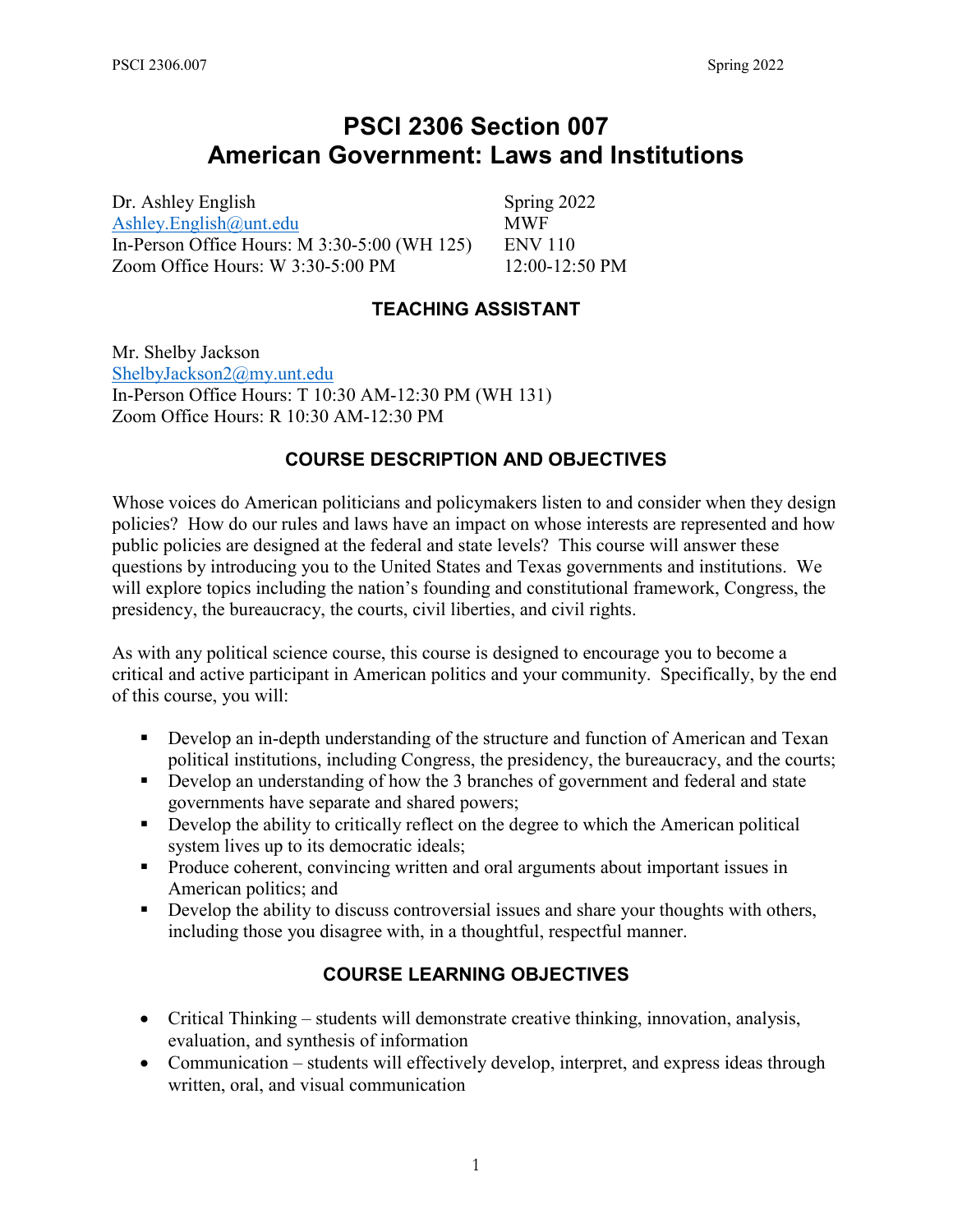# PSCI 2306 Section 007
# American Government: Laws and Institutions

Dr. Ashley English
Ashley.English@unt.edu
In-Person Office Hours: M 3:30-5:00 (WH 125)
Zoom Office Hours: W 3:30-5:00 PM

Spring 2022
MWF
ENV 110
12:00-12:50 PM

## TEACHING ASSISTANT

Mr. Shelby Jackson
ShelbyJackson2@my.unt.edu
In-Person Office Hours: T 10:30 AM-12:30 PM (WH 131)
Zoom Office Hours: R 10:30 AM-12:30 PM

## COURSE DESCRIPTION AND OBJECTIVES

Whose voices do American politicians and policymakers listen to and consider when they design policies? How do our rules and laws have an impact on whose interests are represented and how public policies are designed at the federal and state levels? This course will answer these questions by introducing you to the United States and Texas governments and institutions. We will explore topics including the nation's founding and constitutional framework, Congress, the presidency, the bureaucracy, the courts, civil liberties, and civil rights.

As with any political science course, this course is designed to encourage you to become a critical and active participant in American politics and your community. Specifically, by the end of this course, you will:

- Develop an in-depth understanding of the structure and function of American and Texan political institutions, including Congress, the presidency, the bureaucracy, and the courts;
- Develop an understanding of how the 3 branches of government and federal and state governments have separate and shared powers;
- Develop the ability to critically reflect on the degree to which the American political system lives up to its democratic ideals;
- Produce coherent, convincing written and oral arguments about important issues in American politics; and
- Develop the ability to discuss controversial issues and share your thoughts with others, including those you disagree with, in a thoughtful, respectful manner.

## COURSE LEARNING OBJECTIVES

- Critical Thinking – students will demonstrate creative thinking, innovation, analysis, evaluation, and synthesis of information
- Communication – students will effectively develop, interpret, and express ideas through written, oral, and visual communication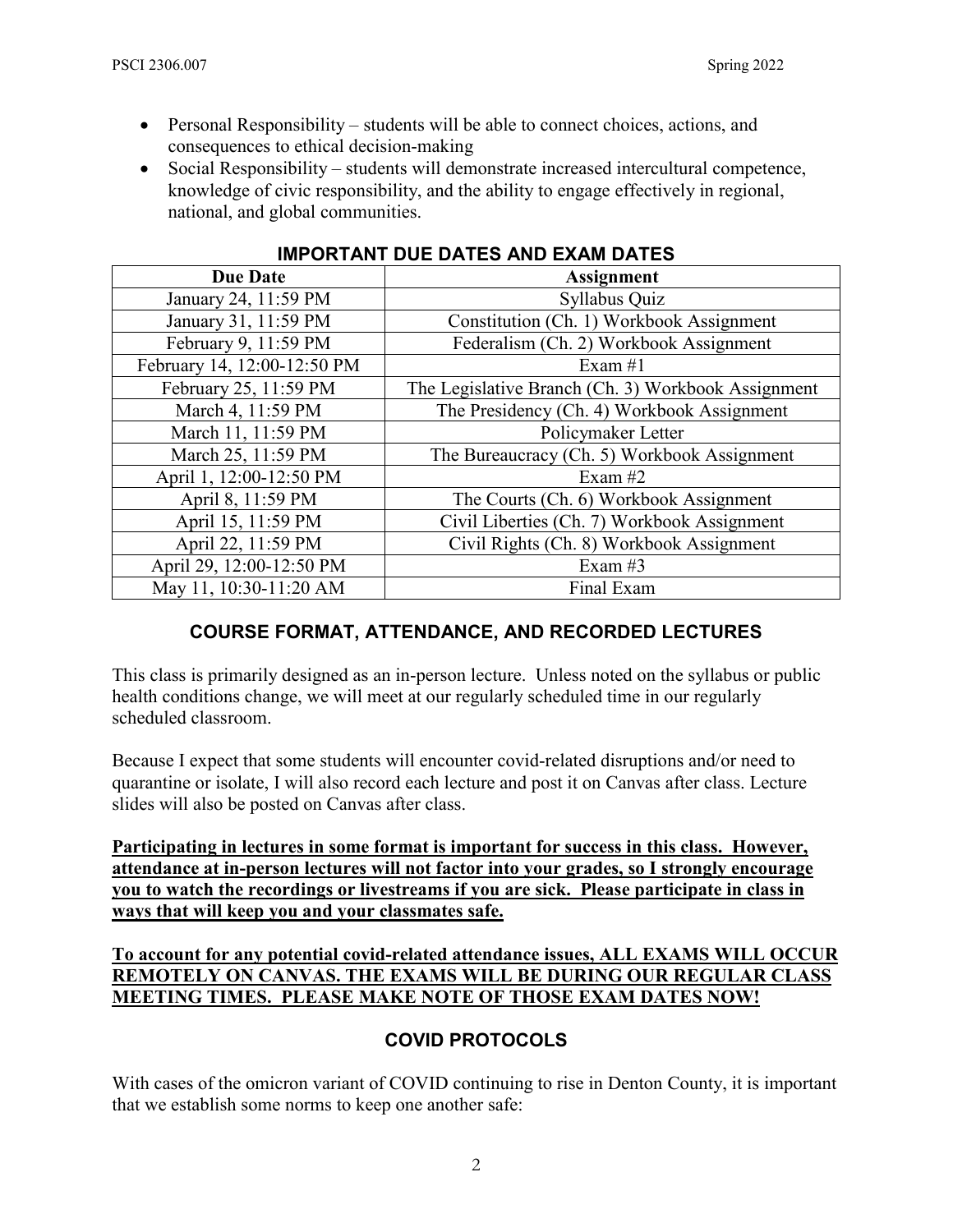- Personal Responsibility – students will be able to connect choices, actions, and consequences to ethical decision-making
- Social Responsibility – students will demonstrate increased intercultural competence, knowledge of civic responsibility, and the ability to engage effectively in regional, national, and global communities.

## IMPORTANT DUE DATES AND EXAM DATES

| Due Date | Assignment |
|---|---|
| January 24, 11:59 PM | Syllabus Quiz |
| January 31, 11:59 PM | Constitution (Ch. 1) Workbook Assignment |
| February 9, 11:59 PM | Federalism (Ch. 2) Workbook Assignment |
| February 14, 12:00-12:50 PM | Exam #1 |
| February 25, 11:59 PM | The Legislative Branch (Ch. 3) Workbook Assignment |
| March 4, 11:59 PM | The Presidency (Ch. 4) Workbook Assignment |
| March 11, 11:59 PM | Policymaker Letter |
| March 25, 11:59 PM | The Bureaucracy (Ch. 5) Workbook Assignment |
| April 1, 12:00-12:50 PM | Exam #2 |
| April 8, 11:59 PM | The Courts (Ch. 6) Workbook Assignment |
| April 15, 11:59 PM | Civil Liberties (Ch. 7) Workbook Assignment |
| April 22, 11:59 PM | Civil Rights (Ch. 8) Workbook Assignment |
| April 29, 12:00-12:50 PM | Exam #3 |
| May 11, 10:30-11:20 AM | Final Exam |

## COURSE FORMAT, ATTENDANCE, AND RECORDED LECTURES

This class is primarily designed as an in-person lecture. Unless noted on the syllabus or public health conditions change, we will meet at our regularly scheduled time in our regularly scheduled classroom.

Because I expect that some students will encounter covid-related disruptions and/or need to quarantine or isolate, I will also record each lecture and post it on Canvas after class. Lecture slides will also be posted on Canvas after class.

**Participating in lectures in some format is important for success in this class. However, attendance at in-person lectures will not factor into your grades, so I strongly encourage you to watch the recordings or livestreams if you are sick. Please participate in class in ways that will keep you and your classmates safe.**

**To account for any potential covid-related attendance issues, ALL EXAMS WILL OCCUR REMOTELY ON CANVAS. THE EXAMS WILL BE DURING OUR REGULAR CLASS MEETING TIMES. PLEASE MAKE NOTE OF THOSE EXAM DATES NOW!**

## COVID PROTOCOLS

With cases of the omicron variant of COVID continuing to rise in Denton County, it is important that we establish some norms to keep one another safe: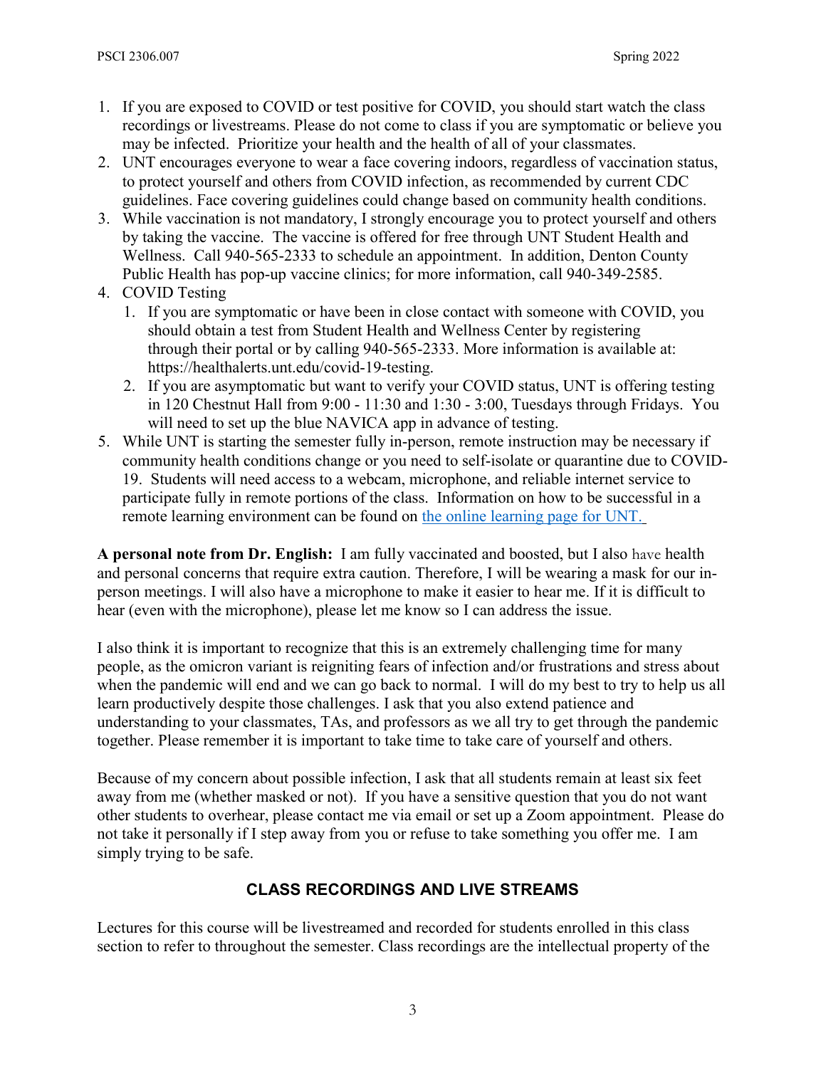1. If you are exposed to COVID or test positive for COVID, you should start watch the class recordings or livestreams. Please do not come to class if you are symptomatic or believe you may be infected. Prioritize your health and the health of all of your classmates.
2. UNT encourages everyone to wear a face covering indoors, regardless of vaccination status, to protect yourself and others from COVID infection, as recommended by current CDC guidelines. Face covering guidelines could change based on community health conditions.
3. While vaccination is not mandatory, I strongly encourage you to protect yourself and others by taking the vaccine. The vaccine is offered for free through UNT Student Health and Wellness. Call 940-565-2333 to schedule an appointment. In addition, Denton County Public Health has pop-up vaccine clinics; for more information, call 940-349-2585.
4. COVID Testing
   1. If you are symptomatic or have been in close contact with someone with COVID, you should obtain a test from Student Health and Wellness Center by registering through their portal or by calling 940-565-2333. More information is available at: https://healthalerts.unt.edu/covid-19-testing.
   2. If you are asymptomatic but want to verify your COVID status, UNT is offering testing in 120 Chestnut Hall from 9:00 - 11:30 and 1:30 - 3:00, Tuesdays through Fridays. You will need to set up the blue NAVICA app in advance of testing.
5. While UNT is starting the semester fully in-person, remote instruction may be necessary if community health conditions change or you need to self-isolate or quarantine due to COVID-19. Students will need access to a webcam, microphone, and reliable internet service to participate fully in remote portions of the class. Information on how to be successful in a remote learning environment can be found on the online learning page for UNT.

**A personal note from Dr. English:** I am fully vaccinated and boosted, but I also have health and personal concerns that require extra caution. Therefore, I will be wearing a mask for our in-person meetings. I will also have a microphone to make it easier to hear me. If it is difficult to hear (even with the microphone), please let me know so I can address the issue.

I also think it is important to recognize that this is an extremely challenging time for many people, as the omicron variant is reigniting fears of infection and/or frustrations and stress about when the pandemic will end and we can go back to normal. I will do my best to try to help us all learn productively despite those challenges. I ask that you also extend patience and understanding to your classmates, TAs, and professors as we all try to get through the pandemic together. Please remember it is important to take time to take care of yourself and others.

Because of my concern about possible infection, I ask that all students remain at least six feet away from me (whether masked or not). If you have a sensitive question that you do not want other students to overhear, please contact me via email or set up a Zoom appointment. Please do not take it personally if I step away from you or refuse to take something you offer me. I am simply trying to be safe.

## CLASS RECORDINGS AND LIVE STREAMS

Lectures for this course will be livestreamed and recorded for students enrolled in this class section to refer to throughout the semester. Class recordings are the intellectual property of the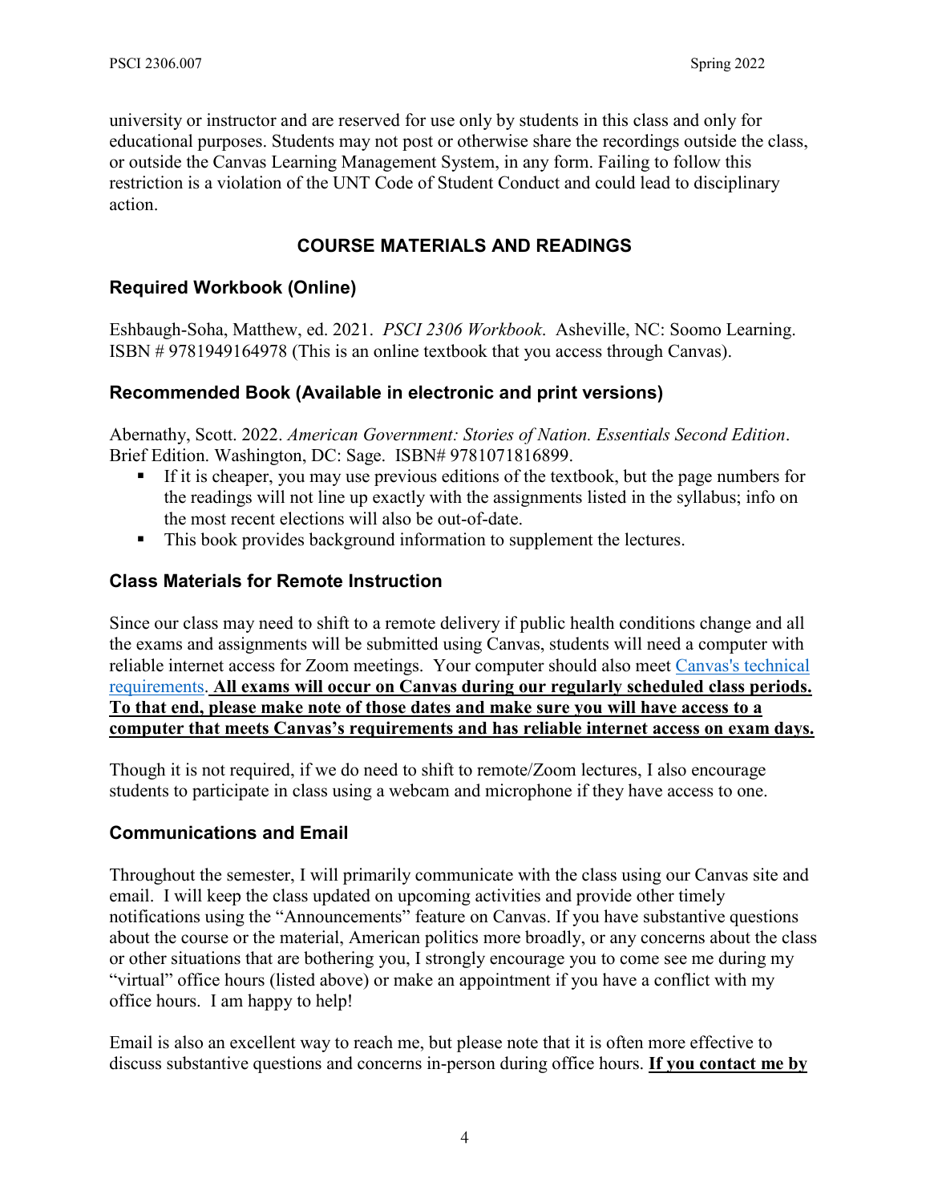university or instructor and are reserved for use only by students in this class and only for educational purposes. Students may not post or otherwise share the recordings outside the class, or outside the Canvas Learning Management System, in any form. Failing to follow this restriction is a violation of the UNT Code of Student Conduct and could lead to disciplinary action.

## COURSE MATERIALS AND READINGS

### Required Workbook (Online)

Eshbaugh-Soha, Matthew, ed. 2021. *PSCI 2306 Workbook*. Asheville, NC: Soomo Learning. ISBN # 9781949164978 (This is an online textbook that you access through Canvas).

### Recommended Book (Available in electronic and print versions)

Abernathy, Scott. 2022. *American Government: Stories of Nation. Essentials Second Edition*. Brief Edition. Washington, DC: Sage. ISBN# 9781071816899.

- If it is cheaper, you may use previous editions of the textbook, but the page numbers for the readings will not line up exactly with the assignments listed in the syllabus; info on the most recent elections will also be out-of-date.
- This book provides background information to supplement the lectures.

### Class Materials for Remote Instruction

Since our class may need to shift to a remote delivery if public health conditions change and all the exams and assignments will be submitted using Canvas, students will need a computer with reliable internet access for Zoom meetings. Your computer should also meet [Canvas's technical requirements](). **All exams will occur on Canvas during our regularly scheduled class periods. To that end, please make note of those dates and make sure you will have access to a computer that meets Canvas's requirements and has reliable internet access on exam days.**

Though it is not required, if we do need to shift to remote/Zoom lectures, I also encourage students to participate in class using a webcam and microphone if they have access to one.

### Communications and Email

Throughout the semester, I will primarily communicate with the class using our Canvas site and email. I will keep the class updated on upcoming activities and provide other timely notifications using the "Announcements" feature on Canvas. If you have substantive questions about the course or the material, American politics more broadly, or any concerns about the class or other situations that are bothering you, I strongly encourage you to come see me during my "virtual" office hours (listed above) or make an appointment if you have a conflict with my office hours. I am happy to help!

Email is also an excellent way to reach me, but please note that it is often more effective to discuss substantive questions and concerns in-person during office hours. **If you contact me by**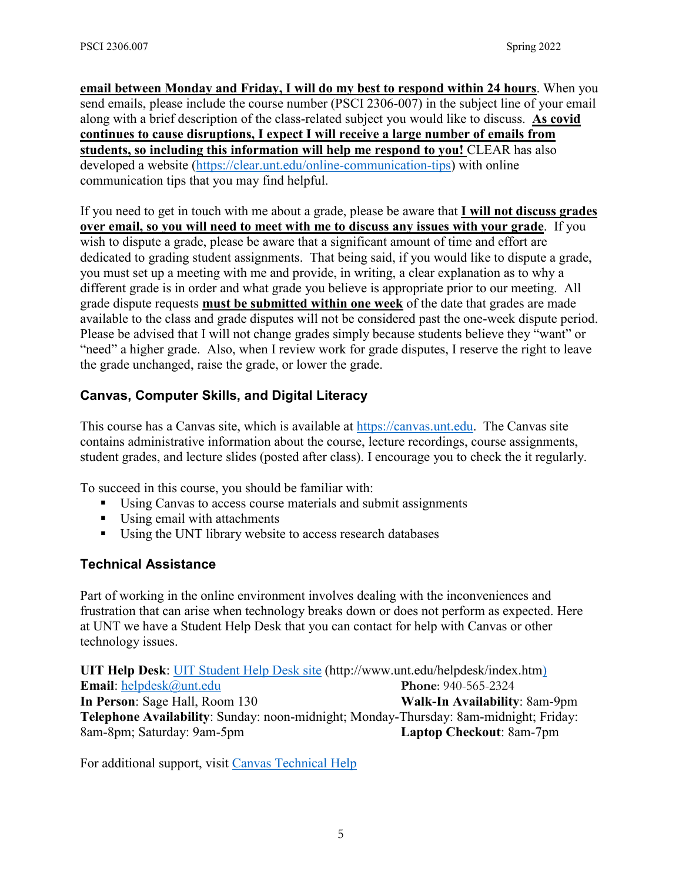**email between Monday and Friday, I will do my best to respond within 24 hours**. When you send emails, please include the course number (PSCI 2306-007) in the subject line of your email along with a brief description of the class-related subject you would like to discuss. **As covid continues to cause disruptions, I expect I will receive a large number of emails from students, so including this information will help me respond to you!** CLEAR has also developed a website (https://clear.unt.edu/online-communication-tips) with online communication tips that you may find helpful.

If you need to get in touch with me about a grade, please be aware that **I will not discuss grades over email, so you will need to meet with me to discuss any issues with your grade**. If you wish to dispute a grade, please be aware that a significant amount of time and effort are dedicated to grading student assignments. That being said, if you would like to dispute a grade, you must set up a meeting with me and provide, in writing, a clear explanation as to why a different grade is in order and what grade you believe is appropriate prior to our meeting. All grade dispute requests **must be submitted within one week** of the date that grades are made available to the class and grade disputes will not be considered past the one-week dispute period. Please be advised that I will not change grades simply because students believe they "want" or "need" a higher grade. Also, when I review work for grade disputes, I reserve the right to leave the grade unchanged, raise the grade, or lower the grade.

## Canvas, Computer Skills, and Digital Literacy

This course has a Canvas site, which is available at https://canvas.unt.edu. The Canvas site contains administrative information about the course, lecture recordings, course assignments, student grades, and lecture slides (posted after class). I encourage you to check the it regularly.

To succeed in this course, you should be familiar with:

- Using Canvas to access course materials and submit assignments
- Using email with attachments
- Using the UNT library website to access research databases

## Technical Assistance

Part of working in the online environment involves dealing with the inconveniences and frustration that can arise when technology breaks down or does not perform as expected. Here at UNT we have a Student Help Desk that you can contact for help with Canvas or other technology issues.

**UIT Help Desk**: UIT Student Help Desk site (http://www.unt.edu/helpdesk/index.htm)
**Email**: helpdesk@unt.edu **Phone**: 940-565-2324
**In Person**: Sage Hall, Room 130 **Walk-In Availability**: 8am-9pm
**Telephone Availability**: Sunday: noon-midnight; Monday-Thursday: 8am-midnight; Friday: 8am-8pm; Saturday: 9am-5pm **Laptop Checkout**: 8am-7pm

For additional support, visit Canvas Technical Help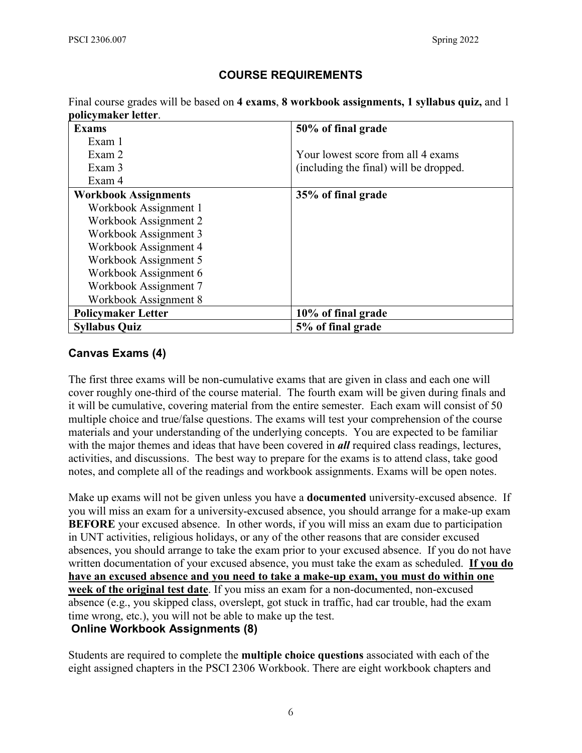## COURSE REQUIREMENTS

Final course grades will be based on **4 exams**, **8 workbook assignments, 1 syllabus quiz,** and 1 **policymaker letter**.

| | |
|---|---|
| **Exams**<br>Exam 1<br>Exam 2<br>Exam 3<br>Exam 4 | **50% of final grade**<br><br>Your lowest score from all 4 exams (including the final) will be dropped. |
| **Workbook Assignments**<br>Workbook Assignment 1<br>Workbook Assignment 2<br>Workbook Assignment 3<br>Workbook Assignment 4<br>Workbook Assignment 5<br>Workbook Assignment 6<br>Workbook Assignment 7<br>Workbook Assignment 8 | **35% of final grade** |
| **Policymaker Letter** | **10% of final grade** |
| **Syllabus Quiz** | **5% of final grade** |

### Canvas Exams (4)

The first three exams will be non-cumulative exams that are given in class and each one will cover roughly one-third of the course material. The fourth exam will be given during finals and it will be cumulative, covering material from the entire semester. Each exam will consist of 50 multiple choice and true/false questions. The exams will test your comprehension of the course materials and your understanding of the underlying concepts. You are expected to be familiar with the major themes and ideas that have been covered in ***all*** required class readings, lectures, activities, and discussions. The best way to prepare for the exams is to attend class, take good notes, and complete all of the readings and workbook assignments. Exams will be open notes.

Make up exams will not be given unless you have a **documented** university-excused absence. If you will miss an exam for a university-excused absence, you should arrange for a make-up exam **BEFORE** your excused absence. In other words, if you will miss an exam due to participation in UNT activities, religious holidays, or any of the other reasons that are consider excused absences, you should arrange to take the exam prior to your excused absence. If you do not have written documentation of your excused absence, you must take the exam as scheduled. **If you do have an excused absence and you need to take a make-up exam, you must do within one week of the original test date**. If you miss an exam for a non-documented, non-excused absence (e.g., you skipped class, overslept, got stuck in traffic, had car trouble, had the exam time wrong, etc.), you will not be able to make up the test.

### Online Workbook Assignments (8)

Students are required to complete the **multiple choice questions** associated with each of the eight assigned chapters in the PSCI 2306 Workbook. There are eight workbook chapters and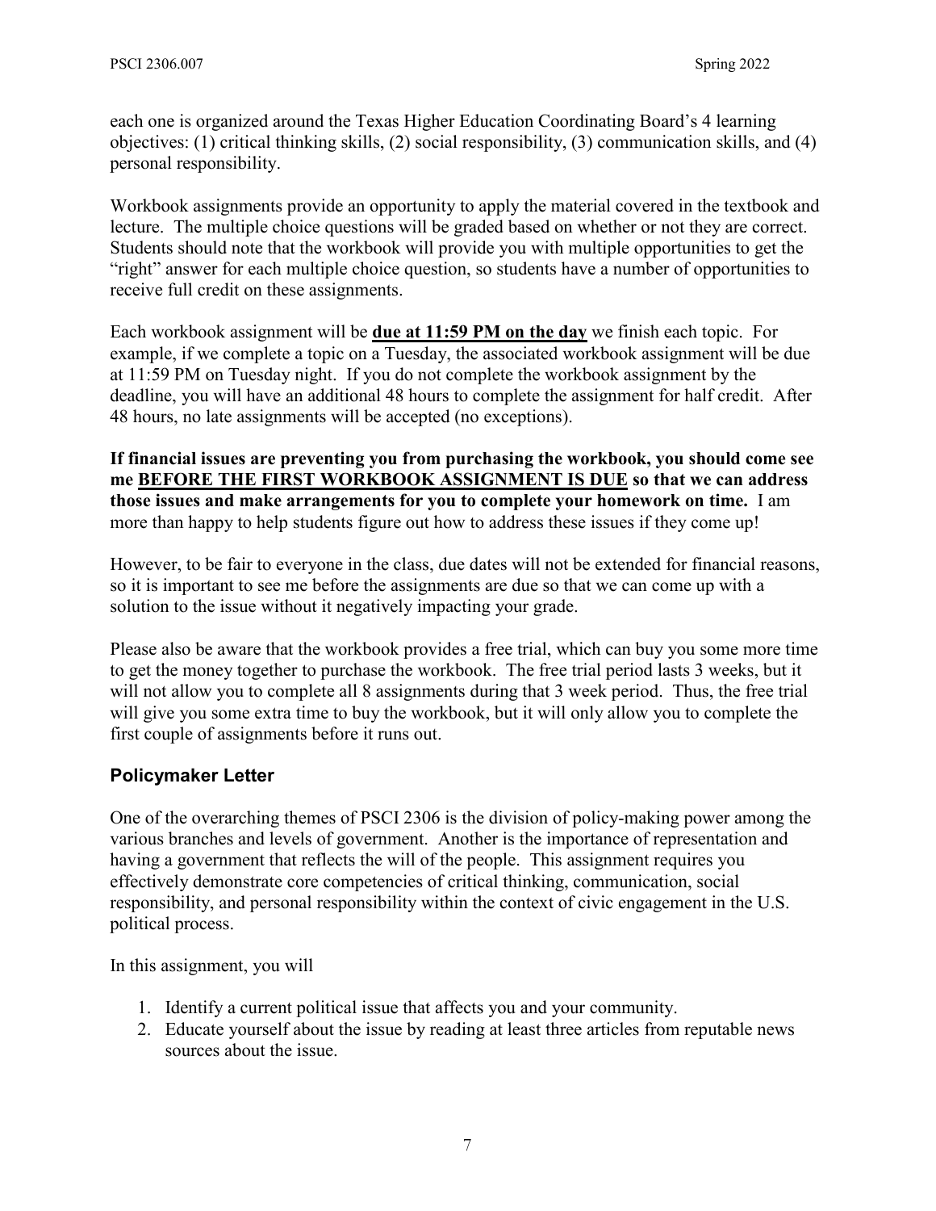each one is organized around the Texas Higher Education Coordinating Board's 4 learning objectives: (1) critical thinking skills, (2) social responsibility, (3) communication skills, and (4) personal responsibility.

Workbook assignments provide an opportunity to apply the material covered in the textbook and lecture. The multiple choice questions will be graded based on whether or not they are correct. Students should note that the workbook will provide you with multiple opportunities to get the "right" answer for each multiple choice question, so students have a number of opportunities to receive full credit on these assignments.

Each workbook assignment will be **<u>due at 11:59 PM on the day</u>** we finish each topic. For example, if we complete a topic on a Tuesday, the associated workbook assignment will be due at 11:59 PM on Tuesday night. If you do not complete the workbook assignment by the deadline, you will have an additional 48 hours to complete the assignment for half credit. After 48 hours, no late assignments will be accepted (no exceptions).

**If financial issues are preventing you from purchasing the workbook, you should come see me <u>BEFORE THE FIRST WORKBOOK ASSIGNMENT IS DUE</u> so that we can address those issues and make arrangements for you to complete your homework on time.** I am more than happy to help students figure out how to address these issues if they come up!

However, to be fair to everyone in the class, due dates will not be extended for financial reasons, so it is important to see me before the assignments are due so that we can come up with a solution to the issue without it negatively impacting your grade.

Please also be aware that the workbook provides a free trial, which can buy you some more time to get the money together to purchase the workbook. The free trial period lasts 3 weeks, but it will not allow you to complete all 8 assignments during that 3 week period. Thus, the free trial will give you some extra time to buy the workbook, but it will only allow you to complete the first couple of assignments before it runs out.

## Policymaker Letter

One of the overarching themes of PSCI 2306 is the division of policy-making power among the various branches and levels of government. Another is the importance of representation and having a government that reflects the will of the people. This assignment requires you effectively demonstrate core competencies of critical thinking, communication, social responsibility, and personal responsibility within the context of civic engagement in the U.S. political process.

In this assignment, you will

1. Identify a current political issue that affects you and your community.
2. Educate yourself about the issue by reading at least three articles from reputable news sources about the issue.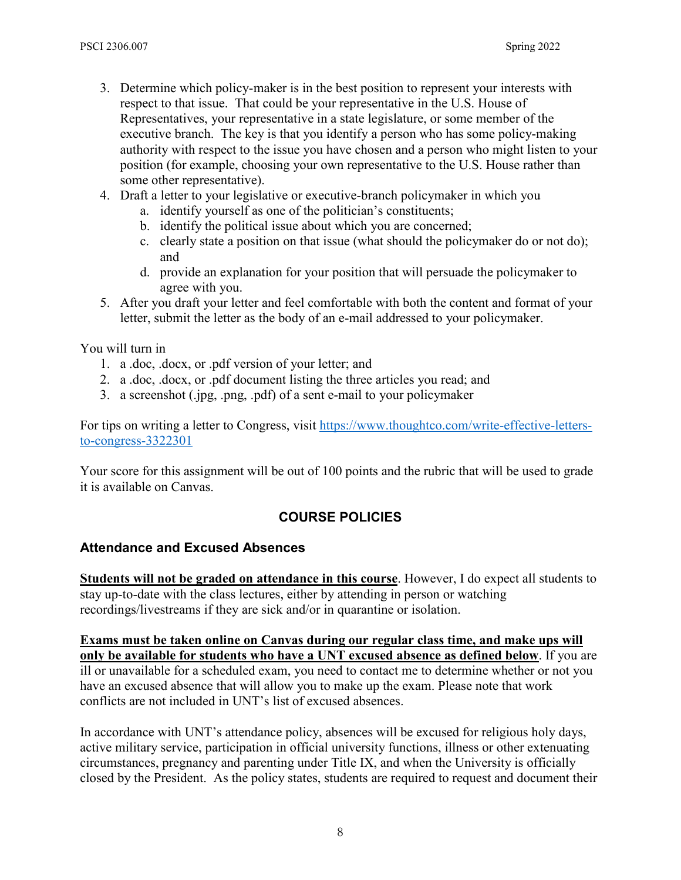3. Determine which policy-maker is in the best position to represent your interests with respect to that issue. That could be your representative in the U.S. House of Representatives, your representative in a state legislature, or some member of the executive branch. The key is that you identify a person who has some policy-making authority with respect to the issue you have chosen and a person who might listen to your position (for example, choosing your own representative to the U.S. House rather than some other representative).
4. Draft a letter to your legislative or executive-branch policymaker in which you
    a. identify yourself as one of the politician's constituents;
    b. identify the political issue about which you are concerned;
    c. clearly state a position on that issue (what should the policymaker do or not do); and
    d. provide an explanation for your position that will persuade the policymaker to agree with you.
5. After you draft your letter and feel comfortable with both the content and format of your letter, submit the letter as the body of an e-mail addressed to your policymaker.

You will turn in

1. a .doc, .docx, or .pdf version of your letter; and
2. a .doc, .docx, or .pdf document listing the three articles you read; and
3. a screenshot (.jpg, .png, .pdf) of a sent e-mail to your policymaker

For tips on writing a letter to Congress, visit [https://www.thoughtco.com/write-effective-letters-to-congress-3322301](https://www.thoughtco.com/write-effective-letters-to-congress-3322301)

Your score for this assignment will be out of 100 points and the rubric that will be used to grade it is available on Canvas.

## COURSE POLICIES

### Attendance and Excused Absences

**Students will not be graded on attendance in this course**. However, I do expect all students to stay up-to-date with the class lectures, either by attending in person or watching recordings/livestreams if they are sick and/or in quarantine or isolation.

**Exams must be taken online on Canvas during our regular class time, and make ups will only be available for students who have a UNT excused absence as defined below**. If you are ill or unavailable for a scheduled exam, you need to contact me to determine whether or not you have an excused absence that will allow you to make up the exam. Please note that work conflicts are not included in UNT's list of excused absences.

In accordance with UNT's attendance policy, absences will be excused for religious holy days, active military service, participation in official university functions, illness or other extenuating circumstances, pregnancy and parenting under Title IX, and when the University is officially closed by the President. As the policy states, students are required to request and document their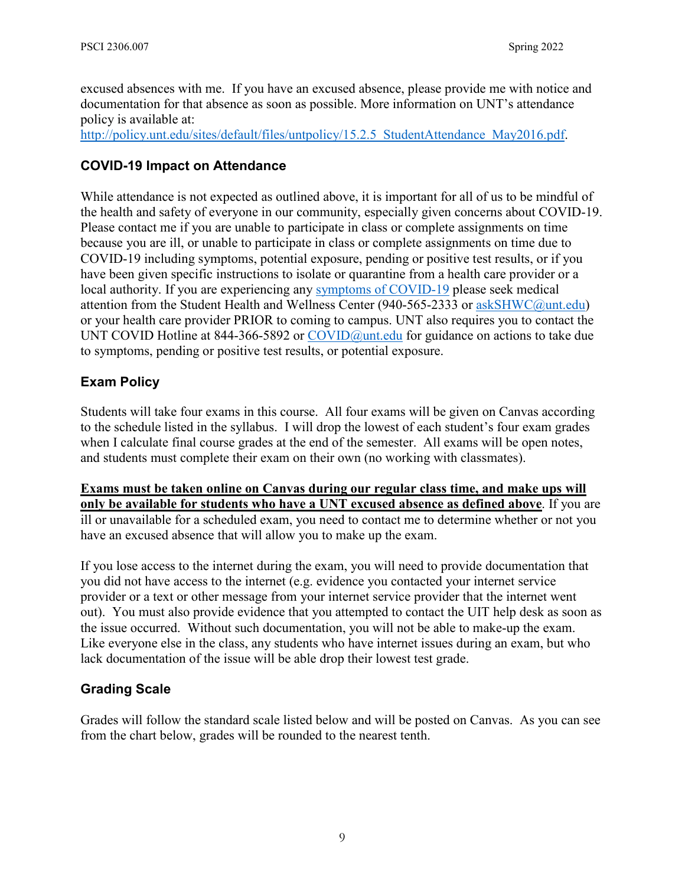excused absences with me. If you have an excused absence, please provide me with notice and documentation for that absence as soon as possible. More information on UNT's attendance policy is available at: [http://policy.unt.edu/sites/default/files/untpolicy/15.2.5_StudentAttendance_May2016.pdf](http://policy.unt.edu/sites/default/files/untpolicy/15.2.5_StudentAttendance_May2016.pdf).

## COVID-19 Impact on Attendance

While attendance is not expected as outlined above, it is important for all of us to be mindful of the health and safety of everyone in our community, especially given concerns about COVID-19. Please contact me if you are unable to participate in class or complete assignments on time because you are ill, or unable to participate in class or complete assignments on time due to COVID-19 including symptoms, potential exposure, pending or positive test results, or if you have been given specific instructions to isolate or quarantine from a health care provider or a local authority. If you are experiencing any symptoms of COVID-19 please seek medical attention from the Student Health and Wellness Center (940-565-2333 or askSHWC@unt.edu) or your health care provider PRIOR to coming to campus. UNT also requires you to contact the UNT COVID Hotline at 844-366-5892 or COVID@unt.edu for guidance on actions to take due to symptoms, pending or positive test results, or potential exposure.

## Exam Policy

Students will take four exams in this course. All four exams will be given on Canvas according to the schedule listed in the syllabus. I will drop the lowest of each student's four exam grades when I calculate final course grades at the end of the semester. All exams will be open notes, and students must complete their exam on their own (no working with classmates).

**Exams must be taken online on Canvas during our regular class time, and make ups will only be available for students who have a UNT excused absence as defined above**. If you are ill or unavailable for a scheduled exam, you need to contact me to determine whether or not you have an excused absence that will allow you to make up the exam.

If you lose access to the internet during the exam, you will need to provide documentation that you did not have access to the internet (e.g. evidence you contacted your internet service provider or a text or other message from your internet service provider that the internet went out). You must also provide evidence that you attempted to contact the UIT help desk as soon as the issue occurred. Without such documentation, you will not be able to make-up the exam. Like everyone else in the class, any students who have internet issues during an exam, but who lack documentation of the issue will be able drop their lowest test grade.

## Grading Scale

Grades will follow the standard scale listed below and will be posted on Canvas. As you can see from the chart below, grades will be rounded to the nearest tenth.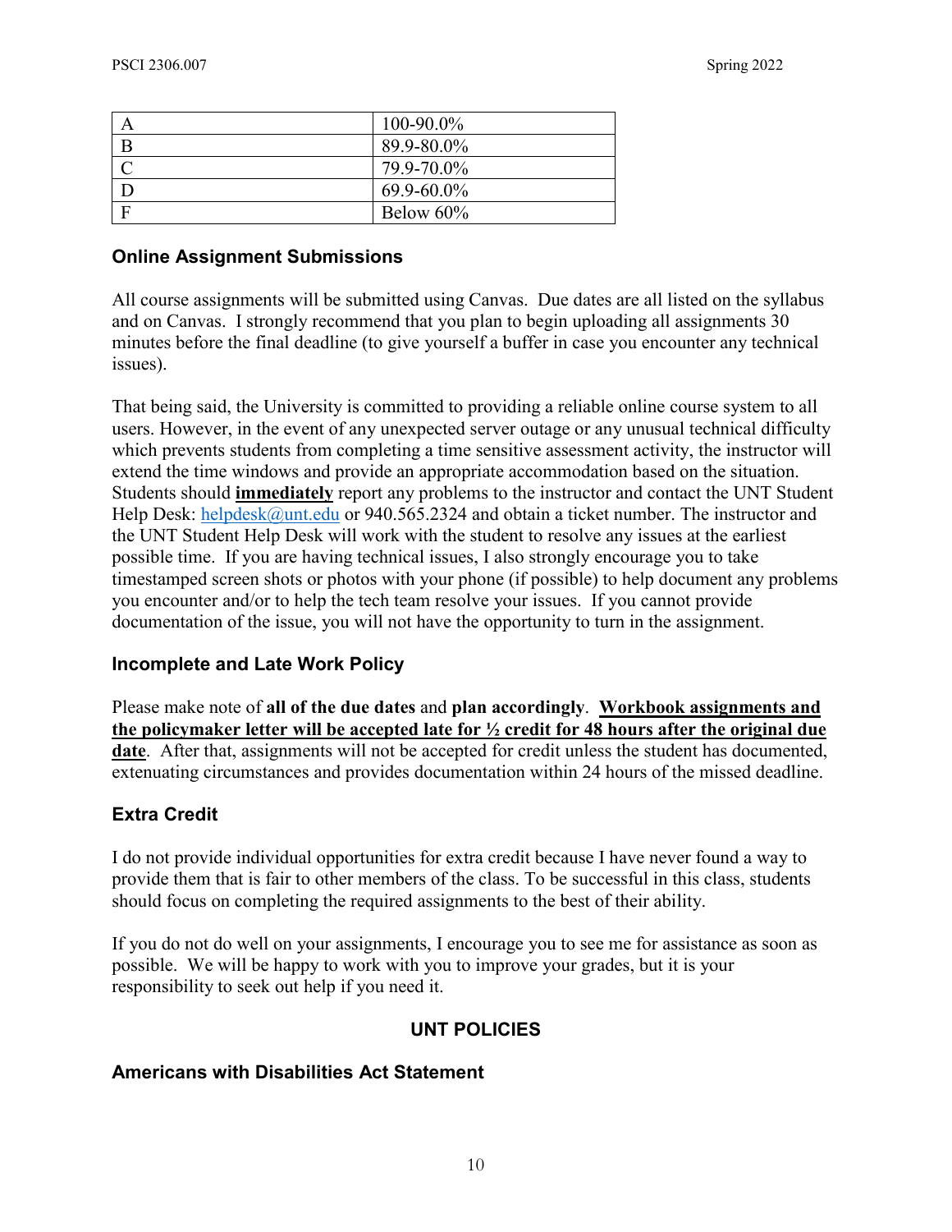| A | 100-90.0% |
| --- | --- |
| B | 89.9-80.0% |
| C | 79.9-70.0% |
| D | 69.9-60.0% |
| F | Below 60% |

### Online Assignment Submissions

All course assignments will be submitted using Canvas. Due dates are all listed on the syllabus and on Canvas. I strongly recommend that you plan to begin uploading all assignments 30 minutes before the final deadline (to give yourself a buffer in case you encounter any technical issues).

That being said, the University is committed to providing a reliable online course system to all users. However, in the event of any unexpected server outage or any unusual technical difficulty which prevents students from completing a time sensitive assessment activity, the instructor will extend the time windows and provide an appropriate accommodation based on the situation. Students should **immediately** report any problems to the instructor and contact the UNT Student Help Desk: helpdesk@unt.edu or 940.565.2324 and obtain a ticket number. The instructor and the UNT Student Help Desk will work with the student to resolve any issues at the earliest possible time. If you are having technical issues, I also strongly encourage you to take timestamped screen shots or photos with your phone (if possible) to help document any problems you encounter and/or to help the tech team resolve your issues. If you cannot provide documentation of the issue, you will not have the opportunity to turn in the assignment.

### Incomplete and Late Work Policy

Please make note of **all of the due dates** and **plan accordingly**. **Workbook assignments and the policymaker letter will be accepted late for ½ credit for 48 hours after the original due date**. After that, assignments will not be accepted for credit unless the student has documented, extenuating circumstances and provides documentation within 24 hours of the missed deadline.

### Extra Credit

I do not provide individual opportunities for extra credit because I have never found a way to provide them that is fair to other members of the class. To be successful in this class, students should focus on completing the required assignments to the best of their ability.

If you do not do well on your assignments, I encourage you to see me for assistance as soon as possible. We will be happy to work with you to improve your grades, but it is your responsibility to seek out help if you need it.

## UNT POLICIES

### Americans with Disabilities Act Statement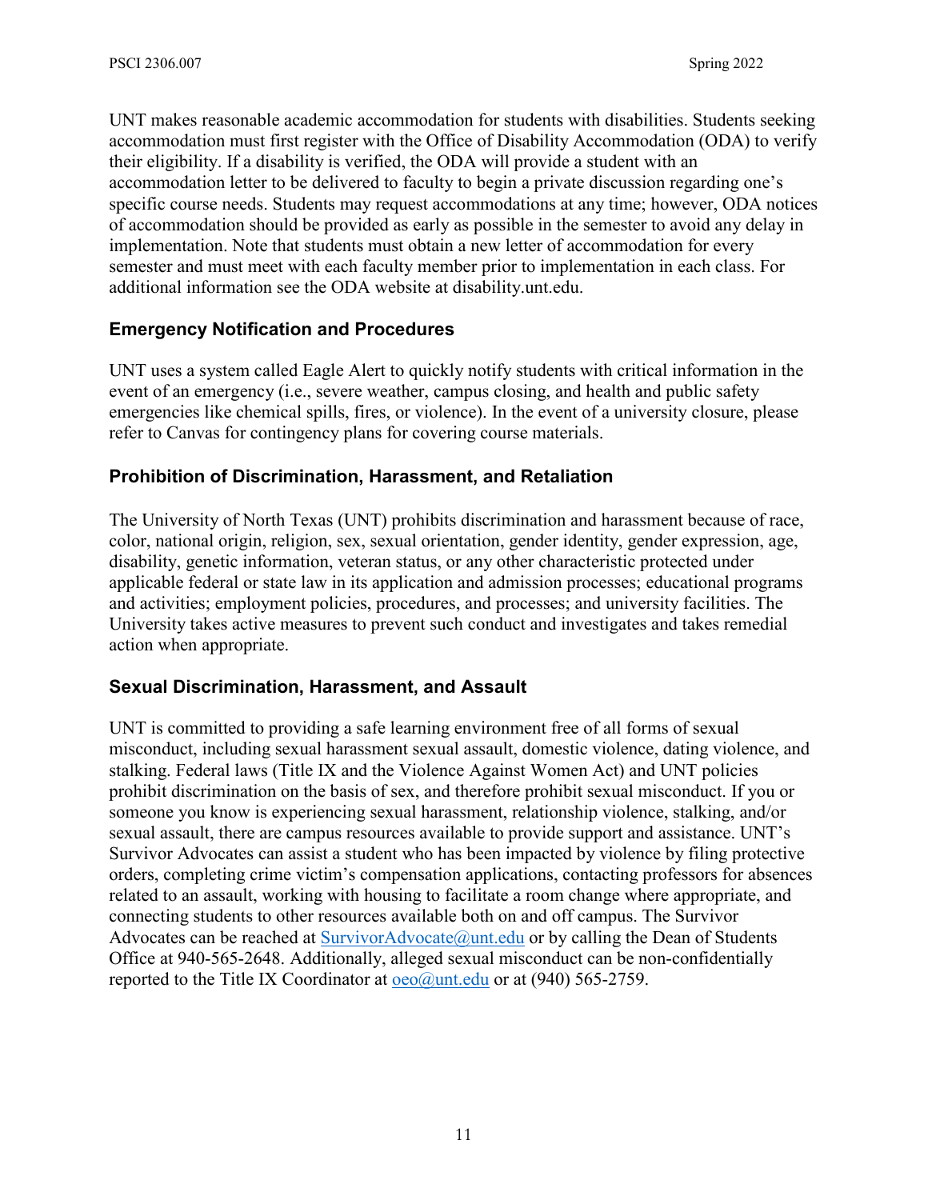UNT makes reasonable academic accommodation for students with disabilities. Students seeking accommodation must first register with the Office of Disability Accommodation (ODA) to verify their eligibility. If a disability is verified, the ODA will provide a student with an accommodation letter to be delivered to faculty to begin a private discussion regarding one's specific course needs. Students may request accommodations at any time; however, ODA notices of accommodation should be provided as early as possible in the semester to avoid any delay in implementation. Note that students must obtain a new letter of accommodation for every semester and must meet with each faculty member prior to implementation in each class. For additional information see the ODA website at disability.unt.edu.

### Emergency Notification and Procedures

UNT uses a system called Eagle Alert to quickly notify students with critical information in the event of an emergency (i.e., severe weather, campus closing, and health and public safety emergencies like chemical spills, fires, or violence). In the event of a university closure, please refer to Canvas for contingency plans for covering course materials.

### Prohibition of Discrimination, Harassment, and Retaliation

The University of North Texas (UNT) prohibits discrimination and harassment because of race, color, national origin, religion, sex, sexual orientation, gender identity, gender expression, age, disability, genetic information, veteran status, or any other characteristic protected under applicable federal or state law in its application and admission processes; educational programs and activities; employment policies, procedures, and processes; and university facilities. The University takes active measures to prevent such conduct and investigates and takes remedial action when appropriate.

### Sexual Discrimination, Harassment, and Assault

UNT is committed to providing a safe learning environment free of all forms of sexual misconduct, including sexual harassment sexual assault, domestic violence, dating violence, and stalking. Federal laws (Title IX and the Violence Against Women Act) and UNT policies prohibit discrimination on the basis of sex, and therefore prohibit sexual misconduct. If you or someone you know is experiencing sexual harassment, relationship violence, stalking, and/or sexual assault, there are campus resources available to provide support and assistance. UNT's Survivor Advocates can assist a student who has been impacted by violence by filing protective orders, completing crime victim's compensation applications, contacting professors for absences related to an assault, working with housing to facilitate a room change where appropriate, and connecting students to other resources available both on and off campus. The Survivor Advocates can be reached at SurvivorAdvocate@unt.edu or by calling the Dean of Students Office at 940-565-2648. Additionally, alleged sexual misconduct can be non-confidentially reported to the Title IX Coordinator at oeo@unt.edu or at (940) 565-2759.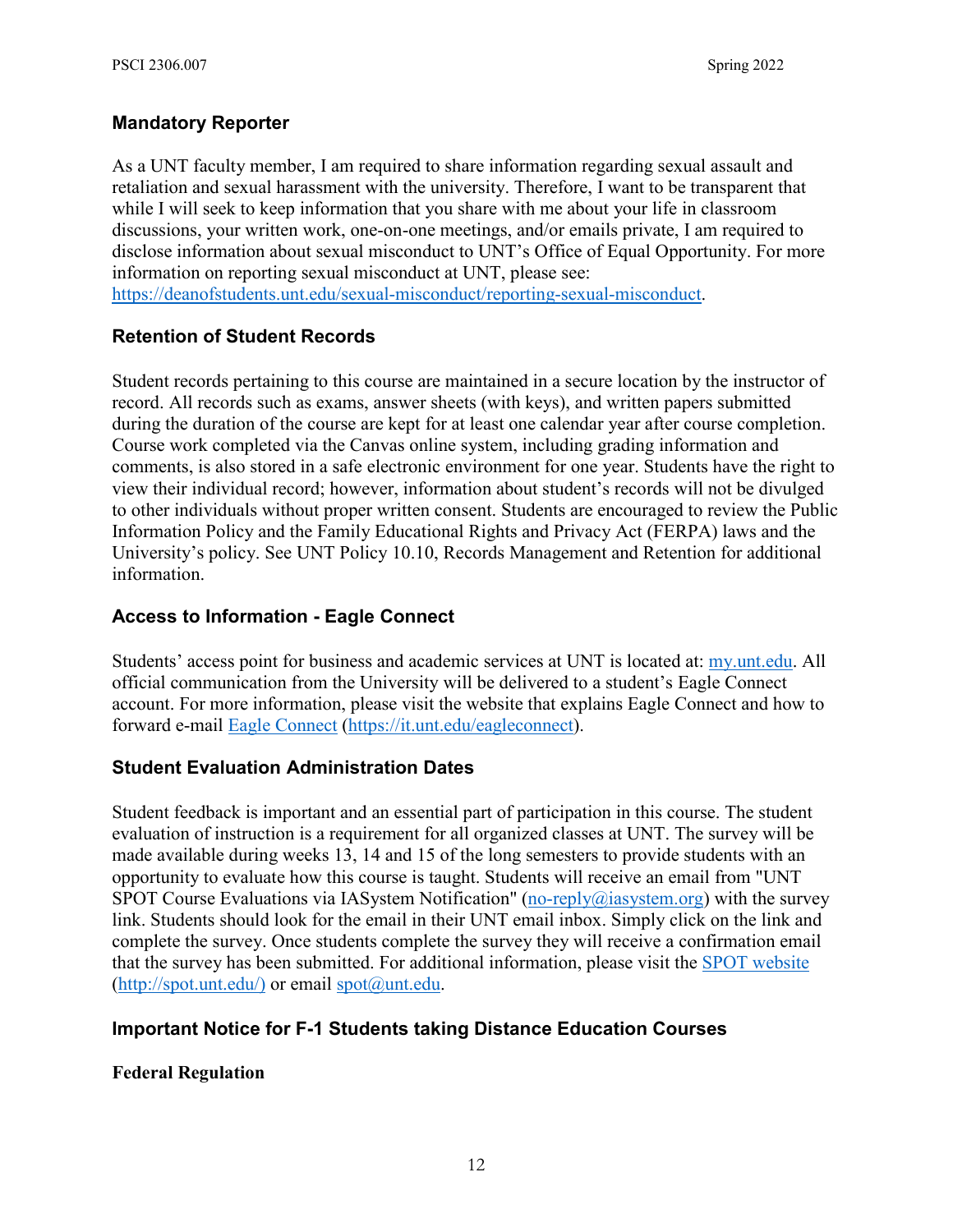## Mandatory Reporter

As a UNT faculty member, I am required to share information regarding sexual assault and retaliation and sexual harassment with the university. Therefore, I want to be transparent that while I will seek to keep information that you share with me about your life in classroom discussions, your written work, one-on-one meetings, and/or emails private, I am required to disclose information about sexual misconduct to UNT's Office of Equal Opportunity. For more information on reporting sexual misconduct at UNT, please see: https://deanofstudents.unt.edu/sexual-misconduct/reporting-sexual-misconduct.

## Retention of Student Records

Student records pertaining to this course are maintained in a secure location by the instructor of record. All records such as exams, answer sheets (with keys), and written papers submitted during the duration of the course are kept for at least one calendar year after course completion. Course work completed via the Canvas online system, including grading information and comments, is also stored in a safe electronic environment for one year. Students have the right to view their individual record; however, information about student's records will not be divulged to other individuals without proper written consent. Students are encouraged to review the Public Information Policy and the Family Educational Rights and Privacy Act (FERPA) laws and the University's policy. See UNT Policy 10.10, Records Management and Retention for additional information.

## Access to Information - Eagle Connect

Students' access point for business and academic services at UNT is located at: my.unt.edu. All official communication from the University will be delivered to a student's Eagle Connect account. For more information, please visit the website that explains Eagle Connect and how to forward e-mail Eagle Connect (https://it.unt.edu/eagleconnect).

## Student Evaluation Administration Dates

Student feedback is important and an essential part of participation in this course. The student evaluation of instruction is a requirement for all organized classes at UNT. The survey will be made available during weeks 13, 14 and 15 of the long semesters to provide students with an opportunity to evaluate how this course is taught. Students will receive an email from "UNT SPOT Course Evaluations via IASystem Notification" (no-reply@iasystem.org) with the survey link. Students should look for the email in their UNT email inbox. Simply click on the link and complete the survey. Once students complete the survey they will receive a confirmation email that the survey has been submitted. For additional information, please visit the SPOT website (http://spot.unt.edu/) or email spot@unt.edu.

## Important Notice for F-1 Students taking Distance Education Courses

**Federal Regulation**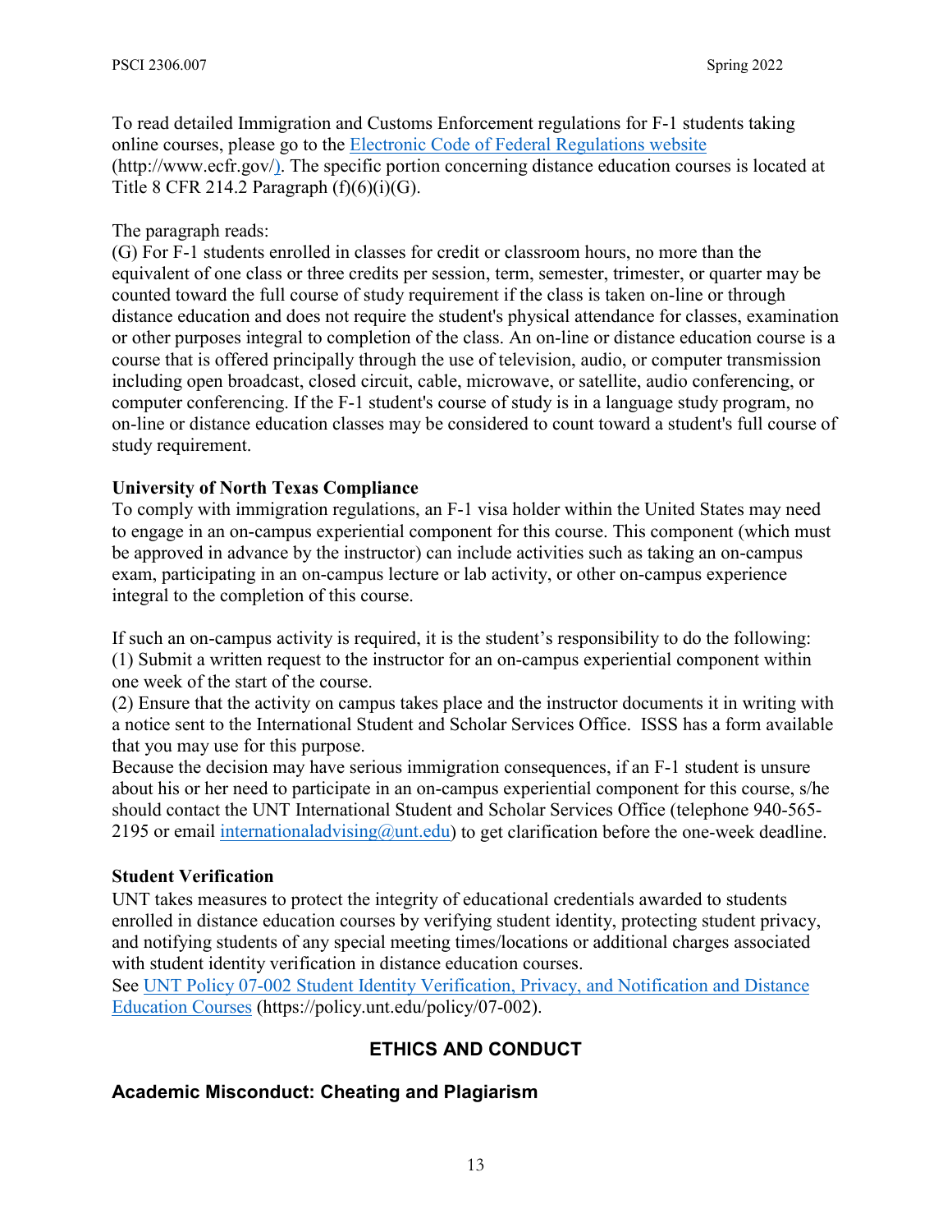To read detailed Immigration and Customs Enforcement regulations for F-1 students taking online courses, please go to the [Electronic Code of Federal Regulations website](http://www.ecfr.gov/) (http://www.ecfr.gov/). The specific portion concerning distance education courses is located at Title 8 CFR 214.2 Paragraph (f)(6)(i)(G).

The paragraph reads:
(G) For F-1 students enrolled in classes for credit or classroom hours, no more than the equivalent of one class or three credits per session, term, semester, trimester, or quarter may be counted toward the full course of study requirement if the class is taken on-line or through distance education and does not require the student's physical attendance for classes, examination or other purposes integral to completion of the class. An on-line or distance education course is a course that is offered principally through the use of television, audio, or computer transmission including open broadcast, closed circuit, cable, microwave, or satellite, audio conferencing, or computer conferencing. If the F-1 student's course of study is in a language study program, no on-line or distance education classes may be considered to count toward a student's full course of study requirement.

**University of North Texas Compliance**
To comply with immigration regulations, an F-1 visa holder within the United States may need to engage in an on-campus experiential component for this course. This component (which must be approved in advance by the instructor) can include activities such as taking an on-campus exam, participating in an on-campus lecture or lab activity, or other on-campus experience integral to the completion of this course.

If such an on-campus activity is required, it is the student's responsibility to do the following:
(1) Submit a written request to the instructor for an on-campus experiential component within one week of the start of the course.
(2) Ensure that the activity on campus takes place and the instructor documents it in writing with a notice sent to the International Student and Scholar Services Office. ISSS has a form available that you may use for this purpose.
Because the decision may have serious immigration consequences, if an F-1 student is unsure about his or her need to participate in an on-campus experiential component for this course, s/he should contact the UNT International Student and Scholar Services Office (telephone 940-565-2195 or email [internationaladvising@unt.edu](mailto:internationaladvising@unt.edu)) to get clarification before the one-week deadline.

**Student Verification**
UNT takes measures to protect the integrity of educational credentials awarded to students enrolled in distance education courses by verifying student identity, protecting student privacy, and notifying students of any special meeting times/locations or additional charges associated with student identity verification in distance education courses.
See [UNT Policy 07-002 Student Identity Verification, Privacy, and Notification and Distance Education Courses](https://policy.unt.edu/policy/07-002) (https://policy.unt.edu/policy/07-002).

## ETHICS AND CONDUCT

### Academic Misconduct: Cheating and Plagiarism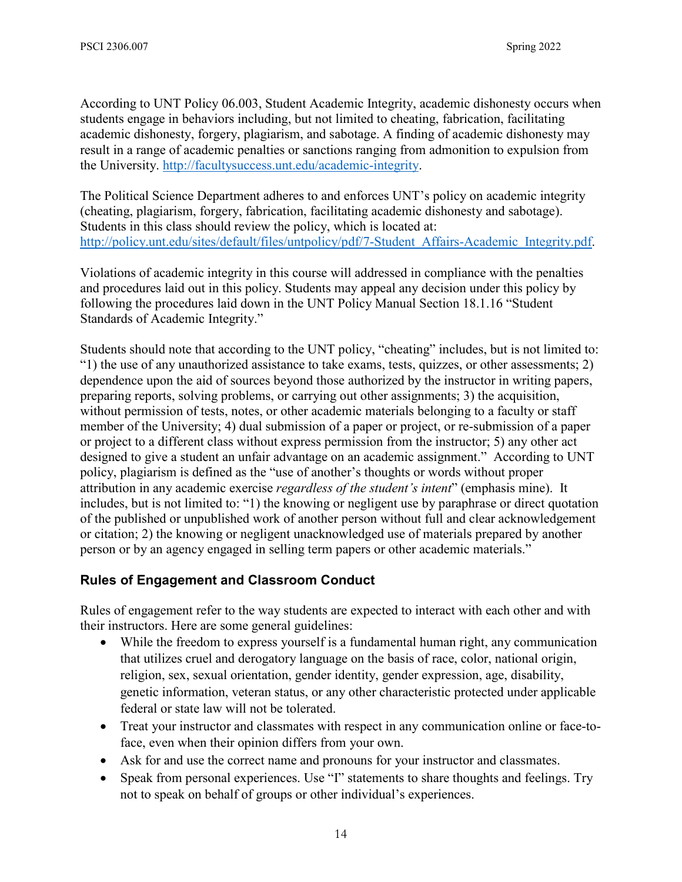According to UNT Policy 06.003, Student Academic Integrity, academic dishonesty occurs when students engage in behaviors including, but not limited to cheating, fabrication, facilitating academic dishonesty, forgery, plagiarism, and sabotage. A finding of academic dishonesty may result in a range of academic penalties or sanctions ranging from admonition to expulsion from the University. [http://facultysuccess.unt.edu/academic-integrity](http://facultysuccess.unt.edu/academic-integrity).

The Political Science Department adheres to and enforces UNT's policy on academic integrity (cheating, plagiarism, forgery, fabrication, facilitating academic dishonesty and sabotage). Students in this class should review the policy, which is located at: [http://policy.unt.edu/sites/default/files/untpolicy/pdf/7-Student_Affairs-Academic_Integrity.pdf](http://policy.unt.edu/sites/default/files/untpolicy/pdf/7-Student_Affairs-Academic_Integrity.pdf).

Violations of academic integrity in this course will addressed in compliance with the penalties and procedures laid out in this policy. Students may appeal any decision under this policy by following the procedures laid down in the UNT Policy Manual Section 18.1.16 "Student Standards of Academic Integrity."

Students should note that according to the UNT policy, "cheating" includes, but is not limited to: "1) the use of any unauthorized assistance to take exams, tests, quizzes, or other assessments; 2) dependence upon the aid of sources beyond those authorized by the instructor in writing papers, preparing reports, solving problems, or carrying out other assignments; 3) the acquisition, without permission of tests, notes, or other academic materials belonging to a faculty or staff member of the University; 4) dual submission of a paper or project, or re-submission of a paper or project to a different class without express permission from the instructor; 5) any other act designed to give a student an unfair advantage on an academic assignment." According to UNT policy, plagiarism is defined as the "use of another's thoughts or words without proper attribution in any academic exercise *regardless of the student's intent*" (emphasis mine). It includes, but is not limited to: "1) the knowing or negligent use by paraphrase or direct quotation of the published or unpublished work of another person without full and clear acknowledgement or citation; 2) the knowing or negligent unacknowledged use of materials prepared by another person or by an agency engaged in selling term papers or other academic materials."

## Rules of Engagement and Classroom Conduct

Rules of engagement refer to the way students are expected to interact with each other and with their instructors. Here are some general guidelines:

- While the freedom to express yourself is a fundamental human right, any communication that utilizes cruel and derogatory language on the basis of race, color, national origin, religion, sex, sexual orientation, gender identity, gender expression, age, disability, genetic information, veteran status, or any other characteristic protected under applicable federal or state law will not be tolerated.
- Treat your instructor and classmates with respect in any communication online or face-to-face, even when their opinion differs from your own.
- Ask for and use the correct name and pronouns for your instructor and classmates.
- Speak from personal experiences. Use "I" statements to share thoughts and feelings. Try not to speak on behalf of groups or other individual's experiences.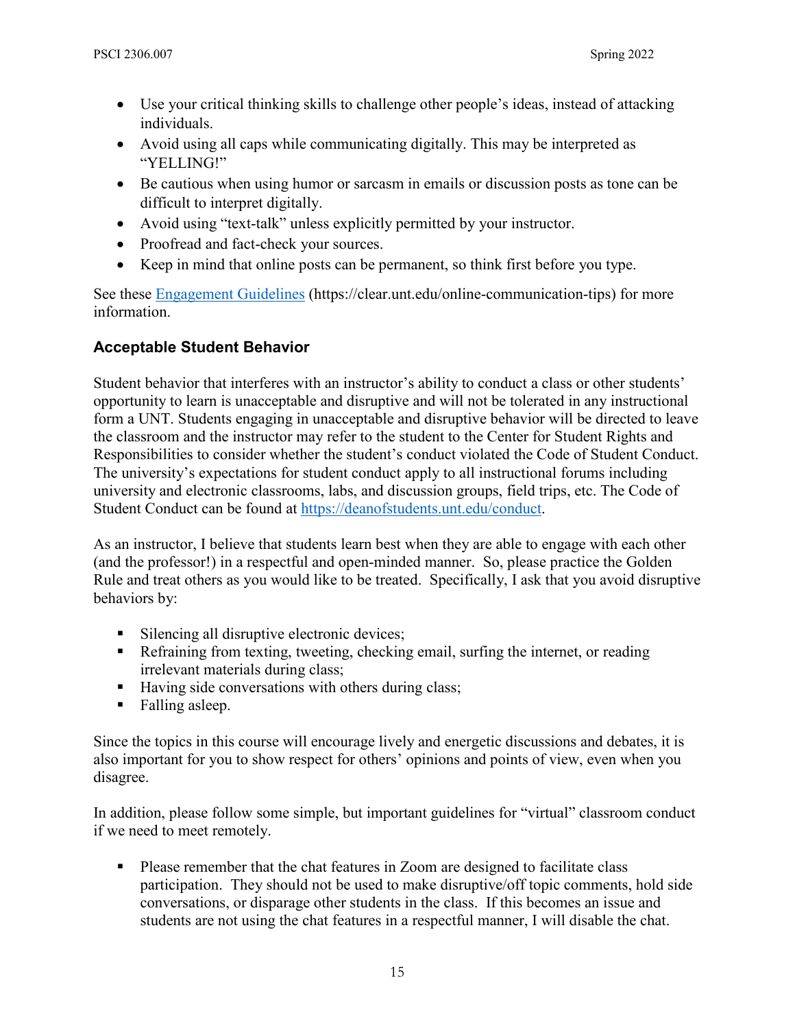- Use your critical thinking skills to challenge other people's ideas, instead of attacking individuals.
- Avoid using all caps while communicating digitally. This may be interpreted as "YELLING!"
- Be cautious when using humor or sarcasm in emails or discussion posts as tone can be difficult to interpret digitally.
- Avoid using "text-talk" unless explicitly permitted by your instructor.
- Proofread and fact-check your sources.
- Keep in mind that online posts can be permanent, so think first before you type.

See these [Engagement Guidelines](https://clear.unt.edu/online-communication-tips) (https://clear.unt.edu/online-communication-tips) for more information.

### Acceptable Student Behavior

Student behavior that interferes with an instructor's ability to conduct a class or other students' opportunity to learn is unacceptable and disruptive and will not be tolerated in any instructional form a UNT. Students engaging in unacceptable and disruptive behavior will be directed to leave the classroom and the instructor may refer to the student to the Center for Student Rights and Responsibilities to consider whether the student's conduct violated the Code of Student Conduct. The university's expectations for student conduct apply to all instructional forums including university and electronic classrooms, labs, and discussion groups, field trips, etc. The Code of Student Conduct can be found at https://deanofstudents.unt.edu/conduct.

As an instructor, I believe that students learn best when they are able to engage with each other (and the professor!) in a respectful and open-minded manner. So, please practice the Golden Rule and treat others as you would like to be treated. Specifically, I ask that you avoid disruptive behaviors by:

- Silencing all disruptive electronic devices;
- Refraining from texting, tweeting, checking email, surfing the internet, or reading irrelevant materials during class;
- Having side conversations with others during class;
- Falling asleep.

Since the topics in this course will encourage lively and energetic discussions and debates, it is also important for you to show respect for others' opinions and points of view, even when you disagree.

In addition, please follow some simple, but important guidelines for "virtual" classroom conduct if we need to meet remotely.

- Please remember that the chat features in Zoom are designed to facilitate class participation. They should not be used to make disruptive/off topic comments, hold side conversations, or disparage other students in the class. If this becomes an issue and students are not using the chat features in a respectful manner, I will disable the chat.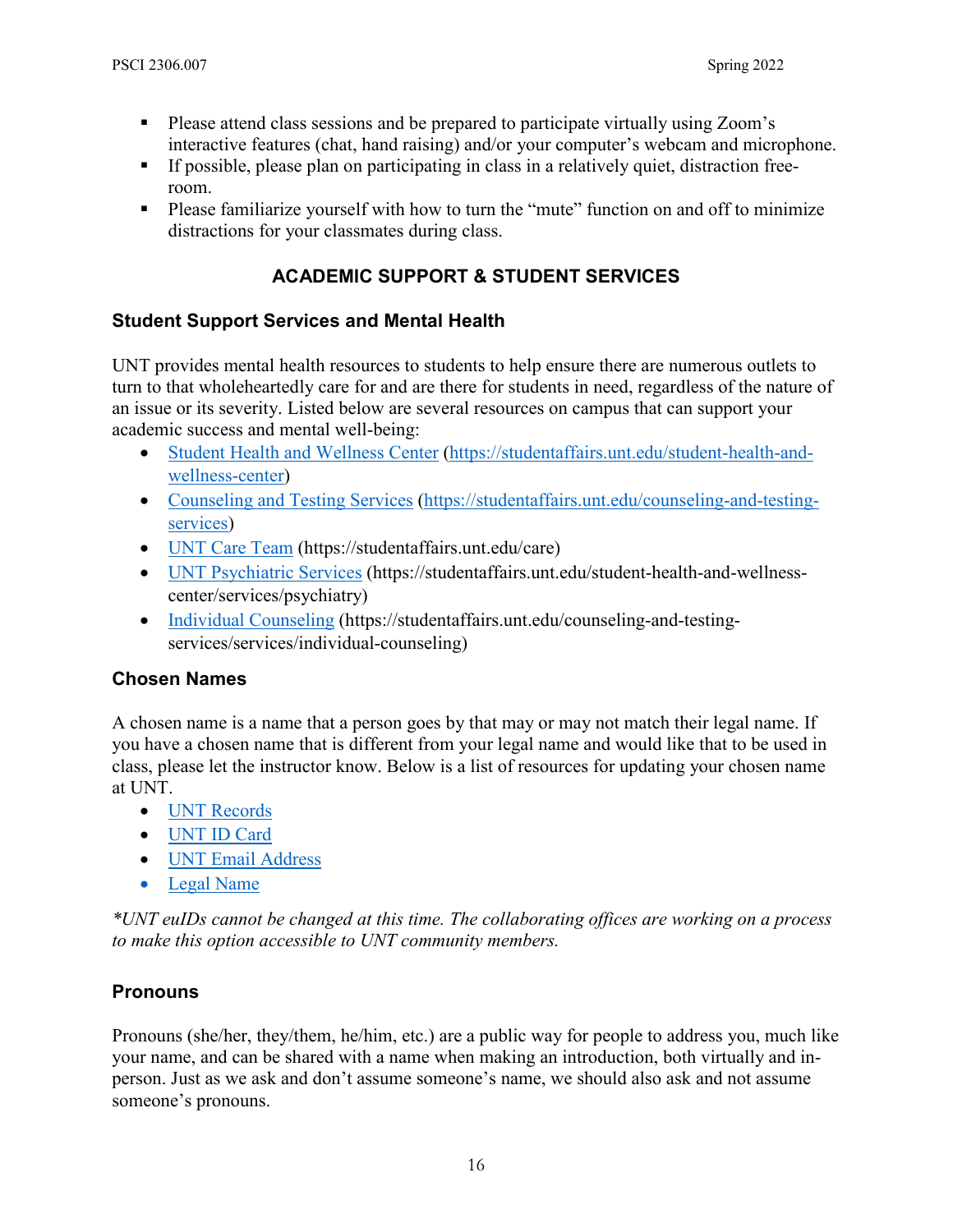- Please attend class sessions and be prepared to participate virtually using Zoom's interactive features (chat, hand raising) and/or your computer's webcam and microphone.
- If possible, please plan on participating in class in a relatively quiet, distraction free-room.
- Please familiarize yourself with how to turn the "mute" function on and off to minimize distractions for your classmates during class.

## ACADEMIC SUPPORT & STUDENT SERVICES

### Student Support Services and Mental Health

UNT provides mental health resources to students to help ensure there are numerous outlets to turn to that wholeheartedly care for and are there for students in need, regardless of the nature of an issue or its severity. Listed below are several resources on campus that can support your academic success and mental well-being:

- Student Health and Wellness Center (https://studentaffairs.unt.edu/student-health-and-wellness-center)
- Counseling and Testing Services (https://studentaffairs.unt.edu/counseling-and-testing-services)
- UNT Care Team (https://studentaffairs.unt.edu/care)
- UNT Psychiatric Services (https://studentaffairs.unt.edu/student-health-and-wellness-center/services/psychiatry)
- Individual Counseling (https://studentaffairs.unt.edu/counseling-and-testing-services/services/individual-counseling)

### Chosen Names

A chosen name is a name that a person goes by that may or may not match their legal name. If you have a chosen name that is different from your legal name and would like that to be used in class, please let the instructor know. Below is a list of resources for updating your chosen name at UNT.

- UNT Records
- UNT ID Card
- UNT Email Address
- Legal Name

*\*UNT euIDs cannot be changed at this time. The collaborating offices are working on a process to make this option accessible to UNT community members.*

### Pronouns

Pronouns (she/her, they/them, he/him, etc.) are a public way for people to address you, much like your name, and can be shared with a name when making an introduction, both virtually and in-person. Just as we ask and don't assume someone's name, we should also ask and not assume someone's pronouns.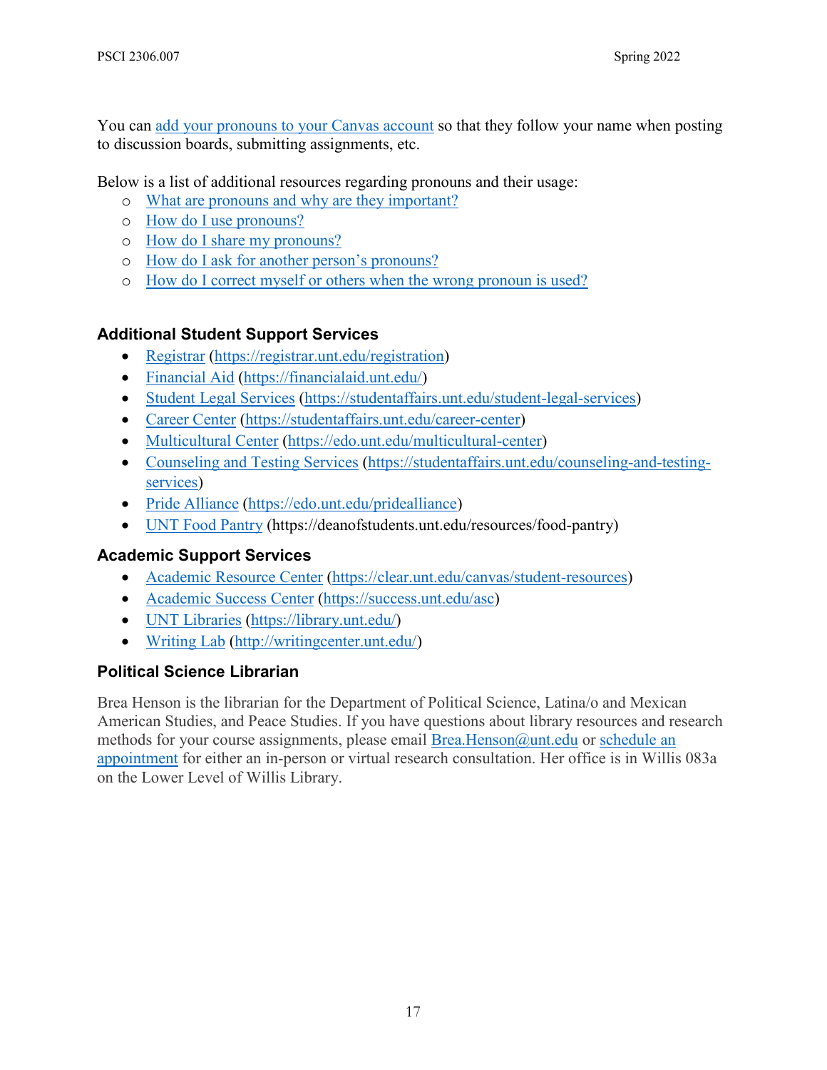You can add your pronouns to your Canvas account so that they follow your name when posting to discussion boards, submitting assignments, etc.

Below is a list of additional resources regarding pronouns and their usage:

- What are pronouns and why are they important?
- How do I use pronouns?
- How do I share my pronouns?
- How do I ask for another person's pronouns?
- How do I correct myself or others when the wrong pronoun is used?

### Additional Student Support Services

- Registrar (https://registrar.unt.edu/registration)
- Financial Aid (https://financialaid.unt.edu/)
- Student Legal Services (https://studentaffairs.unt.edu/student-legal-services)
- Career Center (https://studentaffairs.unt.edu/career-center)
- Multicultural Center (https://edo.unt.edu/multicultural-center)
- Counseling and Testing Services (https://studentaffairs.unt.edu/counseling-and-testing-services)
- Pride Alliance (https://edo.unt.edu/pridealliance)
- UNT Food Pantry (https://deanofstudents.unt.edu/resources/food-pantry)

### Academic Support Services

- Academic Resource Center (https://clear.unt.edu/canvas/student-resources)
- Academic Success Center (https://success.unt.edu/asc)
- UNT Libraries (https://library.unt.edu/)
- Writing Lab (http://writingcenter.unt.edu/)

### Political Science Librarian

Brea Henson is the librarian for the Department of Political Science, Latina/o and Mexican American Studies, and Peace Studies. If you have questions about library resources and research methods for your course assignments, please email Brea.Henson@unt.edu or schedule an appointment for either an in-person or virtual research consultation. Her office is in Willis 083a on the Lower Level of Willis Library.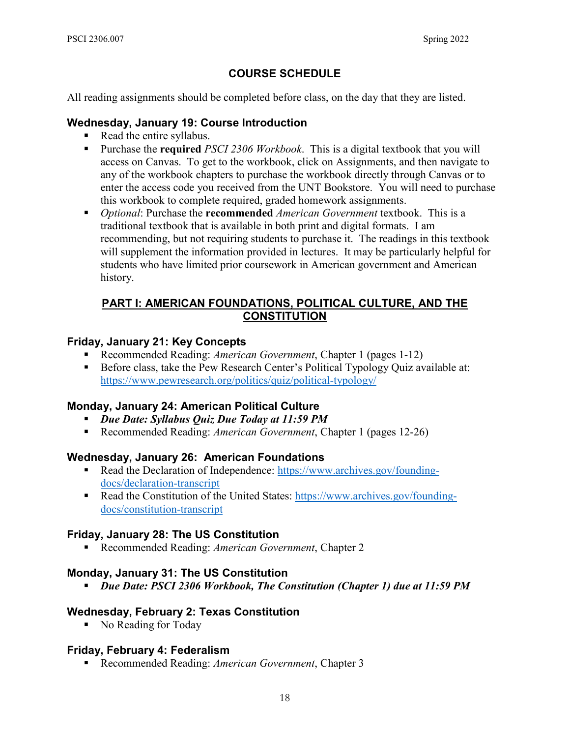# COURSE SCHEDULE

All reading assignments should be completed before class, on the day that they are listed.

### Wednesday, January 19: Course Introduction

- Read the entire syllabus.
- Purchase the **required** *PSCI 2306 Workbook*. This is a digital textbook that you will access on Canvas. To get to the workbook, click on Assignments, and then navigate to any of the workbook chapters to purchase the workbook directly through Canvas or to enter the access code you received from the UNT Bookstore. You will need to purchase this workbook to complete required, graded homework assignments.
- *Optional*: Purchase the **recommended** *American Government* textbook. This is a traditional textbook that is available in both print and digital formats. I am recommending, but not requiring students to purchase it. The readings in this textbook will supplement the information provided in lectures. It may be particularly helpful for students who have limited prior coursework in American government and American history.

## PART I: AMERICAN FOUNDATIONS, POLITICAL CULTURE, AND THE CONSTITUTION

### Friday, January 21: Key Concepts

- Recommended Reading: *American Government*, Chapter 1 (pages 1-12)
- Before class, take the Pew Research Center's Political Typology Quiz available at: https://www.pewresearch.org/politics/quiz/political-typology/

### Monday, January 24: American Political Culture

- ***Due Date: Syllabus Quiz Due Today at 11:59 PM***
- Recommended Reading: *American Government*, Chapter 1 (pages 12-26)

### Wednesday, January 26: American Foundations

- Read the Declaration of Independence: https://www.archives.gov/founding-docs/declaration-transcript
- Read the Constitution of the United States: https://www.archives.gov/founding-docs/constitution-transcript

### Friday, January 28: The US Constitution

- Recommended Reading: *American Government*, Chapter 2

### Monday, January 31: The US Constitution

- ***Due Date: PSCI 2306 Workbook, The Constitution (Chapter 1) due at 11:59 PM***

### Wednesday, February 2: Texas Constitution

- No Reading for Today

### Friday, February 4: Federalism

- Recommended Reading: *American Government*, Chapter 3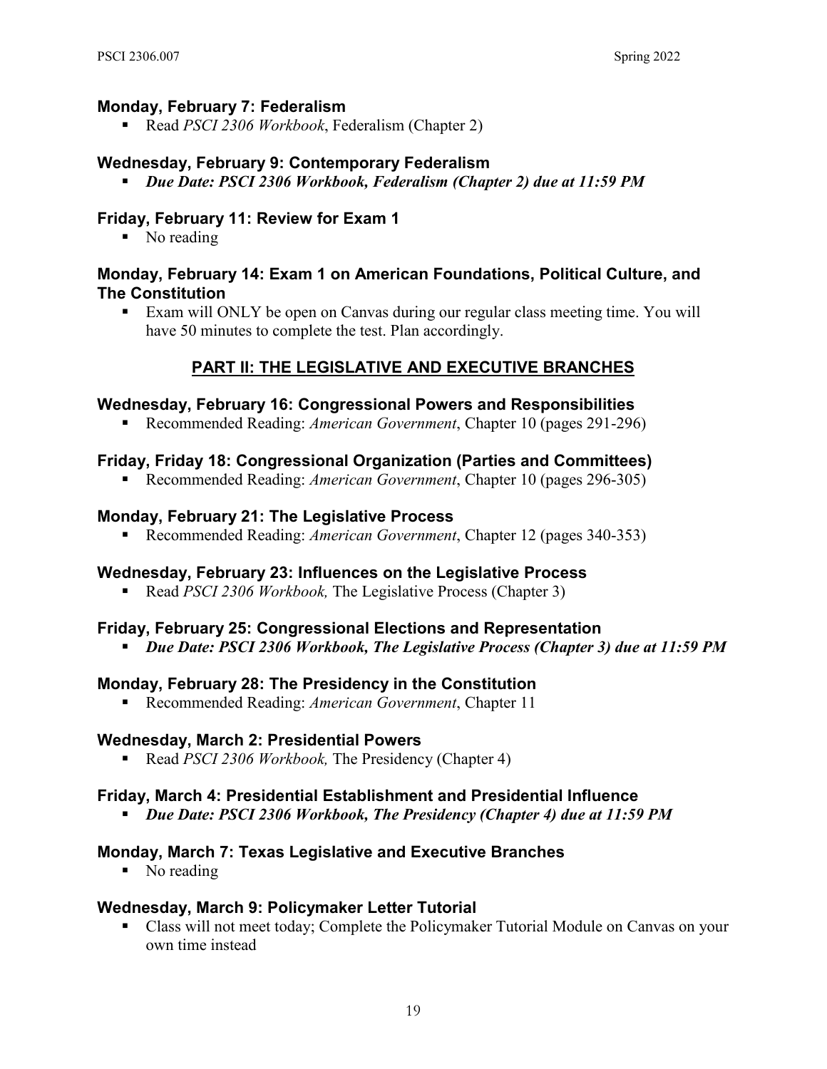### Monday, February 7: Federalism

- Read *PSCI 2306 Workbook*, Federalism (Chapter 2)

### Wednesday, February 9: Contemporary Federalism

- ***Due Date: PSCI 2306 Workbook, Federalism (Chapter 2) due at 11:59 PM***

### Friday, February 11: Review for Exam 1

- No reading

### Monday, February 14: Exam 1 on American Foundations, Political Culture, and The Constitution

- Exam will ONLY be open on Canvas during our regular class meeting time. You will have 50 minutes to complete the test. Plan accordingly.

## PART II: THE LEGISLATIVE AND EXECUTIVE BRANCHES

### Wednesday, February 16: Congressional Powers and Responsibilities

- Recommended Reading: *American Government*, Chapter 10 (pages 291-296)

### Friday, Friday 18: Congressional Organization (Parties and Committees)

- Recommended Reading: *American Government*, Chapter 10 (pages 296-305)

### Monday, February 21: The Legislative Process

- Recommended Reading: *American Government*, Chapter 12 (pages 340-353)

### Wednesday, February 23: Influences on the Legislative Process

- Read *PSCI 2306 Workbook,* The Legislative Process (Chapter 3)

### Friday, February 25: Congressional Elections and Representation

- ***Due Date: PSCI 2306 Workbook, The Legislative Process (Chapter 3) due at 11:59 PM***

### Monday, February 28: The Presidency in the Constitution

- Recommended Reading: *American Government*, Chapter 11

### Wednesday, March 2: Presidential Powers

- Read *PSCI 2306 Workbook,* The Presidency (Chapter 4)

### Friday, March 4: Presidential Establishment and Presidential Influence

- ***Due Date: PSCI 2306 Workbook, The Presidency (Chapter 4) due at 11:59 PM***

### Monday, March 7: Texas Legislative and Executive Branches

- No reading

### Wednesday, March 9: Policymaker Letter Tutorial

- Class will not meet today; Complete the Policymaker Tutorial Module on Canvas on your own time instead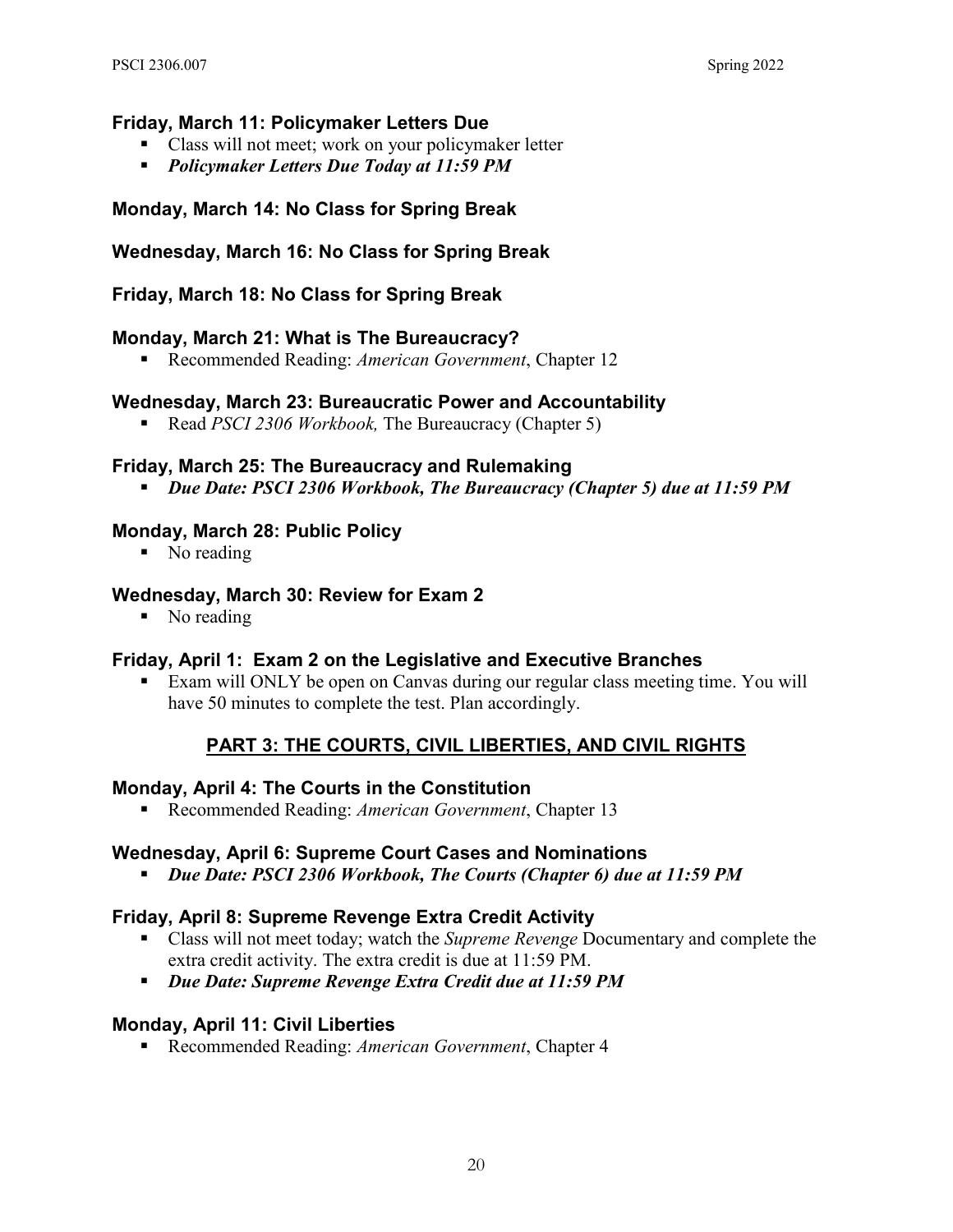### Friday, March 11: Policymaker Letters Due

- Class will not meet; work on your policymaker letter
- ***Policymaker Letters Due Today at 11:59 PM***

### Monday, March 14: No Class for Spring Break

### Wednesday, March 16: No Class for Spring Break

### Friday, March 18: No Class for Spring Break

### Monday, March 21: What is The Bureaucracy?

- Recommended Reading: *American Government*, Chapter 12

### Wednesday, March 23: Bureaucratic Power and Accountability

- Read *PSCI 2306 Workbook,* The Bureaucracy (Chapter 5)

### Friday, March 25: The Bureaucracy and Rulemaking

- ***Due Date: PSCI 2306 Workbook, The Bureaucracy (Chapter 5) due at 11:59 PM***

### Monday, March 28: Public Policy

- No reading

### Wednesday, March 30: Review for Exam 2

- No reading

### Friday, April 1: Exam 2 on the Legislative and Executive Branches

- Exam will ONLY be open on Canvas during our regular class meeting time. You will have 50 minutes to complete the test. Plan accordingly.

## PART 3: THE COURTS, CIVIL LIBERTIES, AND CIVIL RIGHTS

### Monday, April 4: The Courts in the Constitution

- Recommended Reading: *American Government*, Chapter 13

### Wednesday, April 6: Supreme Court Cases and Nominations

- ***Due Date: PSCI 2306 Workbook, The Courts (Chapter 6) due at 11:59 PM***

### Friday, April 8: Supreme Revenge Extra Credit Activity

- Class will not meet today; watch the *Supreme Revenge* Documentary and complete the extra credit activity. The extra credit is due at 11:59 PM.
- ***Due Date: Supreme Revenge Extra Credit due at 11:59 PM***

### Monday, April 11: Civil Liberties

- Recommended Reading: *American Government*, Chapter 4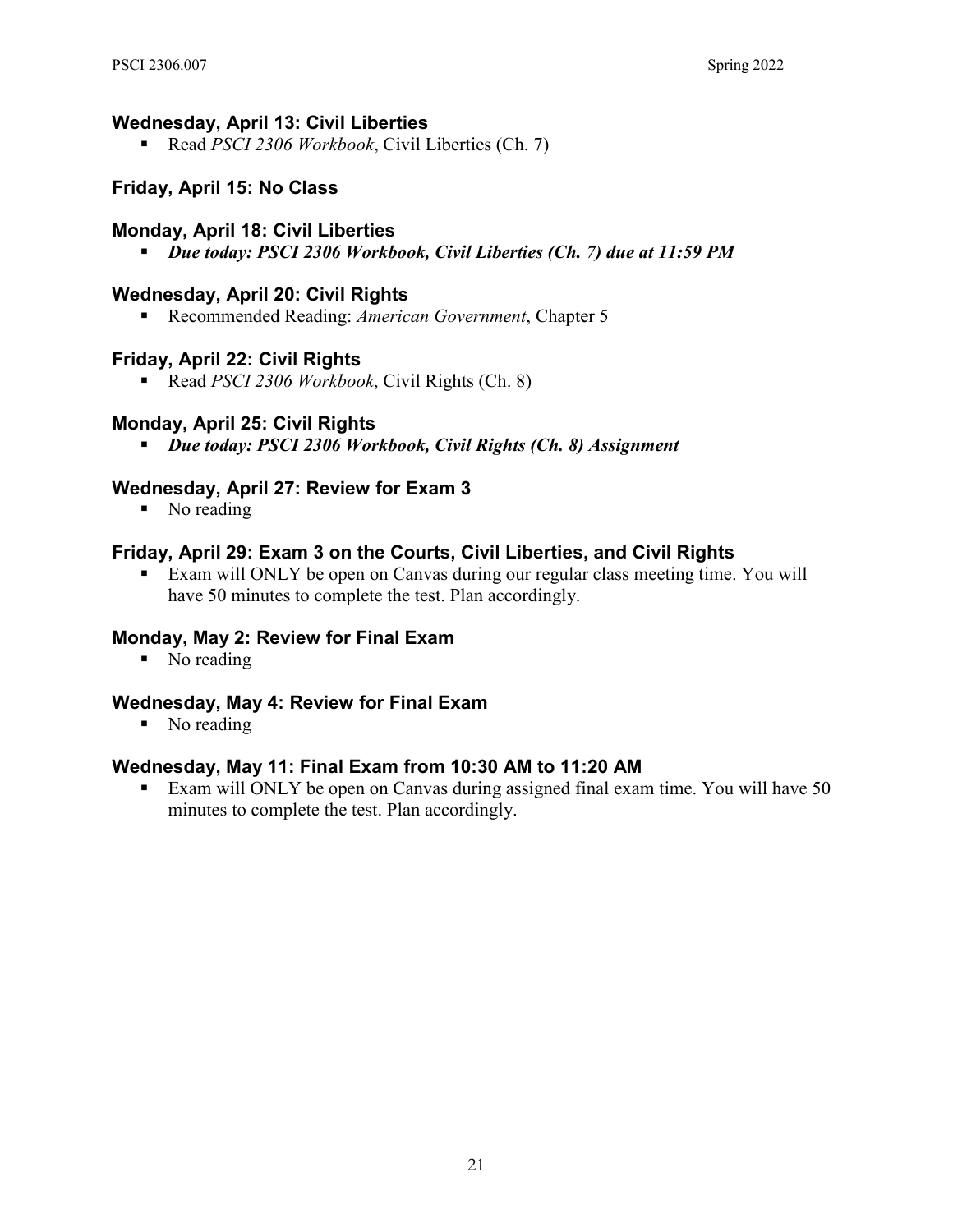### Wednesday, April 13: Civil Liberties

- Read *PSCI 2306 Workbook*, Civil Liberties (Ch. 7)

### Friday, April 15: No Class

### Monday, April 18: Civil Liberties

- ***Due today: PSCI 2306 Workbook, Civil Liberties (Ch. 7) due at 11:59 PM***

### Wednesday, April 20: Civil Rights

- Recommended Reading: *American Government*, Chapter 5

### Friday, April 22: Civil Rights

- Read *PSCI 2306 Workbook*, Civil Rights (Ch. 8)

### Monday, April 25: Civil Rights

- ***Due today: PSCI 2306 Workbook, Civil Rights (Ch. 8) Assignment***

### Wednesday, April 27: Review for Exam 3

- No reading

### Friday, April 29: Exam 3 on the Courts, Civil Liberties, and Civil Rights

- Exam will ONLY be open on Canvas during our regular class meeting time. You will have 50 minutes to complete the test. Plan accordingly.

### Monday, May 2: Review for Final Exam

- No reading

### Wednesday, May 4: Review for Final Exam

- No reading

### Wednesday, May 11: Final Exam from 10:30 AM to 11:20 AM

- Exam will ONLY be open on Canvas during assigned final exam time. You will have 50 minutes to complete the test. Plan accordingly.